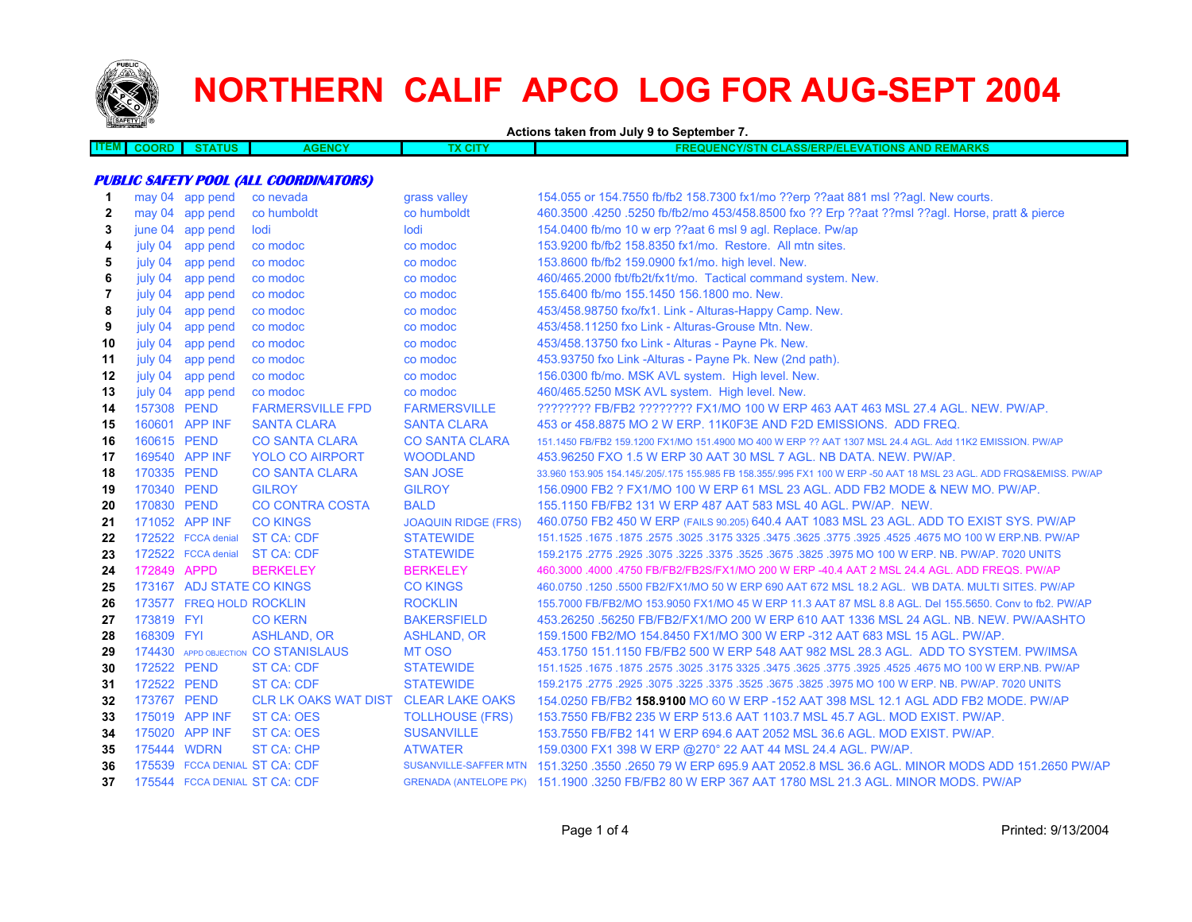# NORTHERN CALIF APCO LOG FOR AUG-SEPT 2004

**Actions taken from July 9 to September 7.**

| ITEM | COORD | STATUS | AGENCY | TX CITY | FREQUENCY/STN CLASS/ERP/ELEVATIONS AND REMARKS |
|---|---|---|---|---|---|
| | | | ***PUBLIC SAFETY POOL (ALL COORDINATORS)*** | | |
| **1** | may 04 | app pend | co nevada | grass valley | 154.055 or 154.7550 fb/fb2 158.7300 fx1/mo ??erp ??aat 881 msl ??agl. New courts. |
| **2** | may 04 | app pend | co humboldt | co humboldt | 460.3500 .4250 .5250 fb/fb2/mo 453/458.8500 fxo ?? Erp ??aat ??msl ??agl. Horse, pratt & pierce |
| **3** | june 04 | app pend | lodi | lodi | 154.0400 fb/mo 10 w erp ??aat 6 msl 9 agl. Replace. Pw/ap |
| **4** | july 04 | app pend | co modoc | co modoc | 153.9200 fb/fb2 158.8350 fx1/mo. Restore. All mtn sites. |
| **5** | july 04 | app pend | co modoc | co modoc | 153.8600 fb/fb2 159.0900 fx1/mo. high level. New. |
| **6** | july 04 | app pend | co modoc | co modoc | 460/465.2000 fbt/fb2t/fx1t/mo. Tactical command system. New. |
| **7** | july 04 | app pend | co modoc | co modoc | 155.6400 fb/mo 155.1450 156.1800 mo. New. |
| **8** | july 04 | app pend | co modoc | co modoc | 453/458.98750 fxo/fx1. Link - Alturas-Happy Camp. New. |
| **9** | july 04 | app pend | co modoc | co modoc | 453/458.11250 fxo Link - Alturas-Grouse Mtn. New. |
| **10** | july 04 | app pend | co modoc | co modoc | 453/458.13750 fxo Link - Alturas - Payne Pk. New. |
| **11** | july 04 | app pend | co modoc | co modoc | 453.93750 fxo Link -Alturas - Payne Pk. New (2nd path). |
| **12** | july 04 | app pend | co modoc | co modoc | 156.0300 fb/mo. MSK AVL system. High level. New. |
| **13** | july 04 | app pend | co modoc | co modoc | 460/465.5250 MSK AVL system. High level. New. |
| **14** | 157308 | PEND | FARMERSVILLE FPD | FARMERSVILLE | ???????? FB/FB2 ???????? FX1/MO 100 W ERP 463 AAT 463 MSL 27.4 AGL. NEW. PW/AP. |
| **15** | 160601 | APP INF | SANTA CLARA | SANTA CLARA | 453 or 458.8875 MO 2 W ERP. 11K0F3E AND F2D EMISSIONS. ADD FREQ. |
| **16** | 160615 | PEND | CO SANTA CLARA | CO SANTA CLARA | 151.1450 FB/FB2 159.1200 FX1/MO 151.4900 MO 400 W ERP ?? AAT 1307 MSL 24.4 AGL. Add 11K2 EMISSION. PW/AP |
| **17** | 169540 | APP INF | YOLO CO AIRPORT | WOODLAND | 453.96250 FXO 1.5 W ERP 30 AAT 30 MSL 7 AGL. NB DATA. NEW. PW/AP. |
| **18** | 170335 | PEND | CO SANTA CLARA | SAN JOSE | 33.960 153.905 154.145/.205/.175 155.985 FB 158.355/.995 FX1 100 W ERP -50 AAT 18 MSL 23 AGL. ADD FRQS&EMISS. PW/AP |
| **19** | 170340 | PEND | GILROY | GILROY | 156.0900 FB2 ? FX1/MO 100 W ERP 61 MSL 23 AGL. ADD FB2 MODE & NEW MO. PW/AP. |
| **20** | 170830 | PEND | CO CONTRA COSTA | BALD | 155.1150 FB/FB2 131 W ERP 487 AAT 583 MSL 40 AGL. PW/AP. NEW. |
| **21** | 171052 | APP INF | CO KINGS | JOAQUIN RIDGE (FRS) | 460.0750 FB2 450 W ERP (FAILS 90.205) 640.4 AAT 1083 MSL 23 AGL. ADD TO EXIST SYS. PW/AP |
| **22** | 172522 | FCCA denial | ST CA: CDF | STATEWIDE | 151.1525 .1675 .1875 .2575 .3025 .3175 3325 .3475 .3625 .3775 .3925 .4525 .4675 MO 100 W ERP.NB. PW/AP |
| **23** | 172522 | FCCA denial | ST CA: CDF | STATEWIDE | 159.2175 .2775 .2925 .3075 .3225 .3375 .3525 .3675 .3825 .3975 MO 100 W ERP. NB. PW/AP. 7020 UNITS |
| **24** | 172849 | APPD | BERKELEY | BERKELEY | 460.3000 .4000 .4750 FB/FB2/FB2S/FX1/MO 200 W ERP -40.4 AAT 2 MSL 24.4 AGL. ADD FREQS. PW/AP |
| **25** | 173167 | ADJ STATE | CO KINGS | CO KINGS | 460.0750 .1250 .5500 FB2/FX1/MO 50 W ERP 690 AAT 672 MSL 18.2 AGL. WB DATA. MULTI SITES. PW/AP |
| **26** | 173577 | FREQ HOLD | ROCKLIN | ROCKLIN | 155.7000 FB/FB2/MO 153.9050 FX1/MO 45 W ERP 11.3 AAT 87 MSL 8.8 AGL. Del 155.5650. Conv to fb2. PW/AP |
| **27** | 173819 | FYI | CO KERN | BAKERSFIELD | 453.26250 .56250 FB/FB2/FX1/MO 200 W ERP 610 AAT 1336 MSL 24 AGL. NB. NEW. PW/AASHTO |
| **28** | 168309 | FYI | ASHLAND, OR | ASHLAND, OR | 159.1500 FB2/MO 154.8450 FX1/MO 300 W ERP -312 AAT 683 MSL 15 AGL. PW/AP. |
| **29** | 174430 | APPD OBJECTION | CO STANISLAUS | MT OSO | 453.1750 151.1150 FB/FB2 500 W ERP 548 AAT 982 MSL 28.3 AGL. ADD TO SYSTEM. PW/IMSA |
| **30** | 172522 | PEND | ST CA: CDF | STATEWIDE | 151.1525 .1675 .1875 .2575 .3025 .3175 3325 .3475 .3625 .3775 .3925 .4525 .4675 MO 100 W ERP.NB. PW/AP |
| **31** | 172522 | PEND | ST CA: CDF | STATEWIDE | 159.2175 .2775 .2925 .3075 .3225 .3375 .3525 .3675 .3825 .3975 MO 100 W ERP. NB. PW/AP. 7020 UNITS |
| **32** | 173767 | PEND | CLR LK OAKS WAT DIST | CLEAR LAKE OAKS | 154.0250 FB/FB2 **158.9100** MO 60 W ERP -152 AAT 398 MSL 12.1 AGL ADD FB2 MODE. PW/AP |
| **33** | 175019 | APP INF | ST CA: OES | TOLLHOUSE (FRS) | 153.7550 FB/FB2 235 W ERP 513.6 AAT 1103.7 MSL 45.7 AGL. MOD EXIST. PW/AP. |
| **34** | 175020 | APP INF | ST CA: OES | SUSANVILLE | 153.7550 FB/FB2 141 W ERP 694.6 AAT 2052 MSL 36.6 AGL. MOD EXIST. PW/AP. |
| **35** | 175444 | WDRN | ST CA: CHP | ATWATER | 159.0300 FX1 398 W ERP @270° 22 AAT 44 MSL 24.4 AGL. PW/AP. |
| **36** | 175539 | FCCA DENIAL | ST CA: CDF | SUSANVILLE-SAFFER MTN | 151.3250 .3550 .2650 79 W ERP 695.9 AAT 2052.8 MSL 36.6 AGL. MINOR MODS ADD 151.2650 PW/AP |
| **37** | 175544 | FCCA DENIAL | ST CA: CDF | GRENADA (ANTELOPE PK) | 151.1900 .3250 FB/FB2 80 W ERP 367 AAT 1780 MSL 21.3 AGL. MINOR MODS. PW/AP |

Printed: 9/13/2004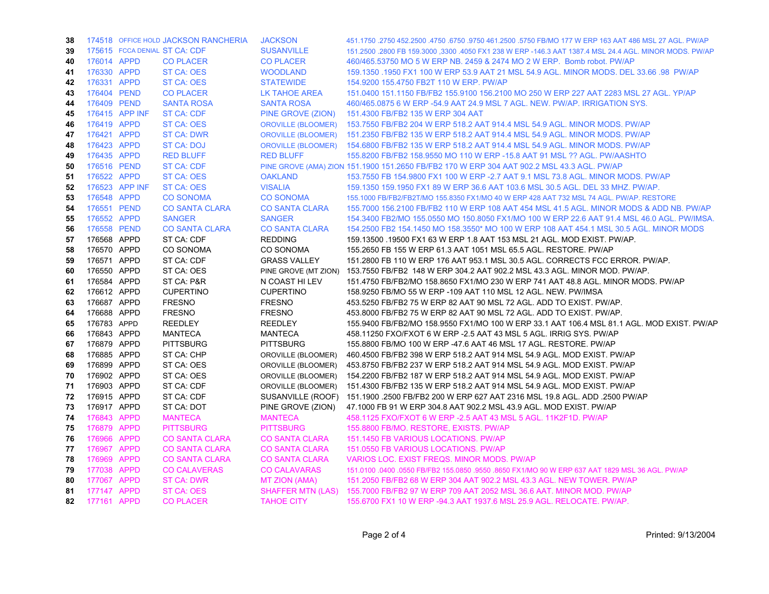| | | | | | |
|---|---|---|---|---|---|
| 38 | 174518 | OFFICE HOLD | JACKSON RANCHERIA | JACKSON | 451.1750 .2750 452.2500 .4750 .6750 .9750 461.2500 .5750 FB/MO 177 W ERP 163 AAT 486 MSL 27 AGL. PW/AP |
| 39 | 175615 | FCCA DENIAL | ST CA: CDF | SUSANVILLE | 151.2500 .2800 FB 159.3000 ,3300 .4050 FX1 238 W ERP -146.3 AAT 1387.4 MSL 24.4 AGL. MINOR MODS. PW/AP |
| 40 | 176014 | APPD | CO PLACER | CO PLACER | 460/465.53750 MO 5 W ERP NB. 2459 & 2474 MO 2 W ERP. Bomb robot. PW/AP |
| 41 | 176330 | APPD | ST CA: OES | WOODLAND | 159.1350 .1950 FX1 100 W ERP 53.9 AAT 21 MSL 54.9 AGL. MINOR MODS. DEL 33.66 .98 PW/AP |
| 42 | 176331 | APPD | ST CA: OES | STATEWIDE | 154.9200 155.4750 FB2T 110 W ERP. PW/AP |
| 43 | 176404 | PEND | CO PLACER | LK TAHOE AREA | 151.0400 151.1150 FB/FB2 155.9100 156.2100 MO 250 W ERP 227 AAT 2283 MSL 27 AGL. YP/AP |
| 44 | 176409 | PEND | SANTA ROSA | SANTA ROSA | 460/465.0875 6 W ERP -54.9 AAT 24.9 MSL 7 AGL. NEW. PW/AP. IRRIGATION SYS. |
| 45 | 176415 | APP INF | ST CA: CDF | PINE GROVE (ZION) | 151.4300 FB/FB2 135 W ERP 304 AAT |
| 46 | 176419 | APPD | ST CA: OES | OROVILLE (BLOOMER) | 153.7550 FB/FB2 204 W ERP 518.2 AAT 914.4 MSL 54.9 AGL. MINOR MODS. PW/AP |
| 47 | 176421 | APPD | ST CA: DWR | OROVILLE (BLOOMER) | 151.2350 FB/FB2 135 W ERP 518.2 AAT 914.4 MSL 54.9 AGL. MINOR MODS. PW/AP |
| 48 | 176423 | APPD | ST CA: DOJ | OROVILLE (BLOOMER) | 154.6800 FB/FB2 135 W ERP 518.2 AAT 914.4 MSL 54.9 AGL. MINOR MODS. PW/AP |
| 49 | 176435 | APPD | RED BLUFF | RED BLUFF | 155.8200 FB/FB2 158.9550 MO 110 W ERP -15.8 AAT 91 MSL ?? AGL. PW/AASHTO |
| 50 | 176516 | PEND | ST CA: CDF | PINE GROVE (AMA) ZION | 151.1900 151.2650 FB/FB2 170 W ERP 304 AAT 902.2 MSL 43.3 AGL. PW/AP |
| 51 | 176522 | APPD | ST CA: OES | OAKLAND | 153.7550 FB 154.9800 FX1 100 W ERP -2.7 AAT 9.1 MSL 73.8 AGL. MINOR MODS. PW/AP |
| 52 | 176523 | APP INF | ST CA: OES | VISALIA | 159.1350 159.1950 FX1 89 W ERP 36.6 AAT 103.6 MSL 30.5 AGL. DEL 33 MHZ. PW/AP. |
| 53 | 176548 | APPD | CO SONOMA | CO SONOMA | 155.1000 FB/FB2/FB2T/MO 155.8350 FX1/MO 40 W ERP 428 AAT 732 MSL 74 AGL. PW/AP. RESTORE |
| 54 | 176551 | PEND | CO SANTA CLARA | CO SANTA CLARA | 155.7000 156.2100 FB/FB2 110 W ERP 108 AAT 454 MSL 41.5 AGL. MINOR MODS & ADD NB. PW/AP |
| 55 | 176552 | APPD | SANGER | SANGER | 154.3400 FB2/MO 155.0550 MO 150.8050 FX1/MO 100 W ERP 22.6 AAT 91.4 MSL 46.0 AGL. PW/IMSA. |
| 56 | 176558 | PEND | CO SANTA CLARA | CO SANTA CLARA | 154.2500 FB2 154.1450 MO 158.3550* MO 100 W ERP 108 AAT 454.1 MSL 30.5 AGL. MINOR MODS |
| 57 | 176568 | APPD | ST CA: CDF | REDDING | 159.13500 .19500 FX1 63 W ERP 1.8 AAT 153 MSL 21 AGL. MOD EXIST. PW/AP. |
| 58 | 176570 | APPD | CO SONOMA | CO SONOMA | 155.2650 FB 155 W ERP 61.3 AAT 1051 MSL 65.5 AGL. RESTORE. PW/AP |
| 59 | 176571 | APPD | ST CA: CDF | GRASS VALLEY | 151.2800 FB 110 W ERP 176 AAT 953.1 MSL 30.5 AGL. CORRECTS FCC ERROR. PW/AP. |
| 60 | 176550 | APPD | ST CA: OES | PINE GROVE (MT ZION) | 153.7550 FB/FB2 148 W ERP 304.2 AAT 902.2 MSL 43.3 AGL. MINOR MOD. PW/AP. |
| 61 | 176584 | APPD | ST CA: P&R | N COAST HI LEV | 151.4750 FB/FB2/MO 158.8650 FX1/MO 230 W ERP 741 AAT 48.8 AGL. MINOR MODS. PW/AP |
| 62 | 176612 | APPD | CUPERTINO | CUPERTINO | 158.9250 FB/MO 55 W ERP -109 AAT 110 MSL 12 AGL. NEW. PW/IMSA |
| 63 | 176687 | APPD | FRESNO | FRESNO | 453.5250 FB/FB2 75 W ERP 82 AAT 90 MSL 72 AGL. ADD TO EXIST. PW/AP. |
| 64 | 176688 | APPD | FRESNO | FRESNO | 453.8000 FB/FB2 75 W ERP 82 AAT 90 MSL 72 AGL. ADD TO EXIST. PW/AP. |
| 65 | 176783 | APPD | REEDLEY | REEDLEY | 155.9400 FB/FB2/MO 158.9550 FX1/MO 100 W ERP 33.1 AAT 106.4 MSL 81.1 AGL. MOD EXIST. PW/AP |
| 66 | 176843 | APPD | MANTECA | MANTECA | 458.11250 FXO/FXOT 6 W ERP -2.5 AAT 43 MSL 5 AGL. IRRIG SYS. PW/AP |
| 67 | 176879 | APPD | PITTSBURG | PITTSBURG | 155.8800 FB/MO 100 W ERP -47.6 AAT 46 MSL 17 AGL. RESTORE. PW/AP |
| 68 | 176885 | APPD | ST CA: CHP | OROVILLE (BLOOMER) | 460.4500 FB/FB2 398 W ERP 518.2 AAT 914 MSL 54.9 AGL. MOD EXIST. PW/AP |
| 69 | 176899 | APPD | ST CA: OES | OROVILLE (BLOOMER) | 453.8750 FB/FB2 237 W ERP 518.2 AAT 914 MSL 54.9 AGL. MOD EXIST. PW/AP |
| 70 | 176902 | APPD | ST CA: OES | OROVILLE (BLOOMER) | 154.2200 FB/FB2 187 W ERP 518.2 AAT 914 MSL 54.9 AGL. MOD EXIST. PW/AP |
| 71 | 176903 | APPD | ST CA: CDF | OROVILLE (BLOOMER) | 151.4300 FB/FB2 135 W ERP 518.2 AAT 914 MSL 54.9 AGL. MOD EXIST. PW/AP |
| 72 | 176915 | APPD | ST CA: CDF | SUSANVILLE (ROOF) | 151.1900 .2500 FB/FB2 200 W ERP 627 AAT 2316 MSL 19.8 AGL. ADD .2500 PW/AP |
| 73 | 176917 | APPD | ST CA: DOT | PINE GROVE (ZION) | 47.1000 FB 91 W ERP 304.8 AAT 902.2 MSL 43.9 AGL. MOD EXIST. PW/AP |
| 74 | 176843 | APPD | MANTECA | MANTECA | 458.1125 FXO/FXOT 6 W ERP -2.5 AAT 43 MSL 5 AGL. 11K2F1D. PW/AP |
| 75 | 176879 | APPD | PITTSBURG | PITTSBURG | 155.8800 FB/MO. RESTORE, EXISTS. PW/AP |
| 76 | 176966 | APPD | CO SANTA CLARA | CO SANTA CLARA | 151.1450 FB VARIOUS LOCATIONS. PW/AP |
| 77 | 176967 | APPD | CO SANTA CLARA | CO SANTA CLARA | 151.0550 FB VARIOUS LOCATIONS. PW/AP |
| 78 | 176969 | APPD | CO SANTA CLARA | CO SANTA CLARA | VARIOS LOC. EXIST FREQS. MINOR MODS. PW/AP |
| 79 | 177038 | APPD | CO CALAVERAS | CO CALAVARAS | 151.0100 .0400 .0550 FB/FB2 155.0850 .9550 .8650 FX1/MO 90 W ERP 637 AAT 1829 MSL 36 AGL. PW/AP |
| 80 | 177067 | APPD | ST CA: DWR | MT ZION (AMA) | 151.2050 FB/FB2 68 W ERP 304 AAT 902.2 MSL 43.3 AGL. NEW TOWER. PW/AP |
| 81 | 177147 | APPD | ST CA: OES | SHAFFER MTN (LAS) | 155.7000 FB/FB2 97 W ERP 709 AAT 2052 MSL 36.6 AAT. MINOR MOD. PW/AP |
| 82 | 177161 | APPD | CO PLACER | TAHOE CITY | 155.6700 FX1 10 W ERP -94.3 AAT 1937.6 MSL 25.9 AGL. RELOCATE. PW/AP. |

Printed: 9/13/2004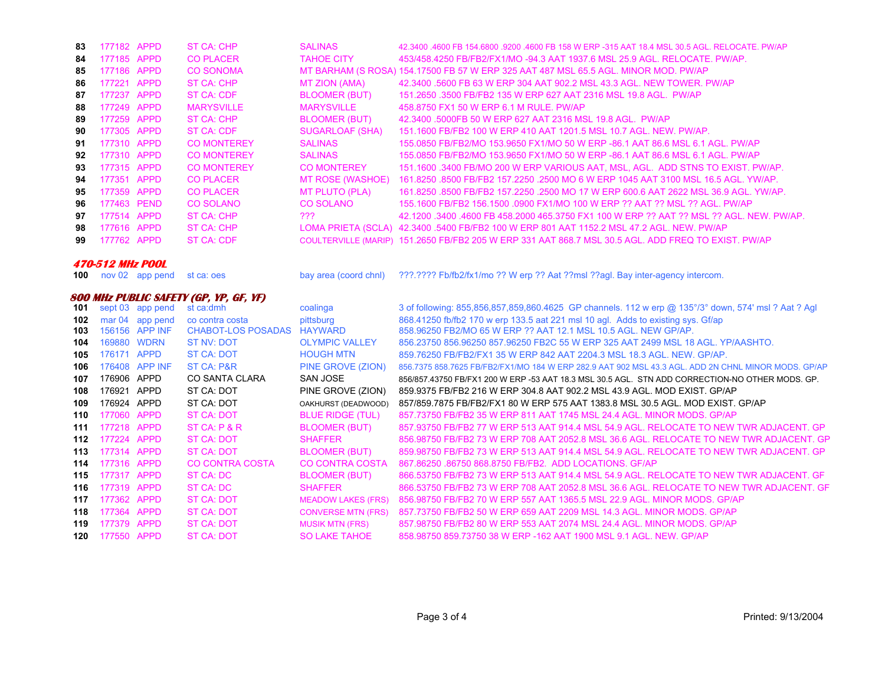| | | | | | |
|---|---|---|---|---|---|
| 83 | 177182 | APPD | ST CA: CHP | SALINAS | 42.3400 .4600 FB 154.6800 .9200 .4600 FB 158 W ERP -315 AAT 18.4 MSL 30.5 AGL. RELOCATE. PW/AP |
| 84 | 177185 | APPD | CO PLACER | TAHOE CITY | 453/458.4250 FB/FB2/FX1/MO -94.3 AAT 1937.6 MSL 25.9 AGL. RELOCATE. PW/AP. |
| 85 | 177186 | APPD | CO SONOMA | MT BARHAM (S ROSA) | 154.17500 FB 57 W ERP 325 AAT 487 MSL 65.5 AGL. MINOR MOD. PW/AP |
| 86 | 177221 | APPD | ST CA: CHP | MT ZION (AMA) | 42.3400 .5600 FB 63 W ERP 304 AAT 902.2 MSL 43.3 AGL. NEW TOWER. PW/AP |
| 87 | 177237 | APPD | ST CA: CDF | BLOOMER (BUT) | 151.2650 .3500 FB/FB2 135 W ERP 627 AAT 2316 MSL 19.8 AGL. PW/AP |
| 88 | 177249 | APPD | MARYSVILLE | MARYSVILLE | 458.8750 FX1 50 W ERP 6.1 M RULE. PW/AP |
| 89 | 177259 | APPD | ST CA: CHP | BLOOMER (BUT) | 42.3400 .5000FB 50 W ERP 627 AAT 2316 MSL 19.8 AGL. PW/AP |
| 90 | 177305 | APPD | ST CA: CDF | SUGARLOAF (SHA) | 151.1600 FB/FB2 100 W ERP 410 AAT 1201.5 MSL 10.7 AGL. NEW. PW/AP. |
| 91 | 177310 | APPD | CO MONTEREY | SALINAS | 155.0850 FB/FB2/MO 153.9650 FX1/MO 50 W ERP -86.1 AAT 86.6 MSL 6.1 AGL. PW/AP |
| 92 | 177310 | APPD | CO MONTEREY | SALINAS | 155.0850 FB/FB2/MO 153.9650 FX1/MO 50 W ERP -86.1 AAT 86.6 MSL 6.1 AGL. PW/AP |
| 93 | 177315 | APPD | CO MONTEREY | CO MONTEREY | 151.1600 .3400 FB/MO 200 W ERP VARIOUS AAT, MSL, AGL. ADD STNS TO EXIST. PW/AP. |
| 94 | 177351 | APPD | CO PLACER | MT ROSE (WASHOE) | 161.8250 .8500 FB/FB2 157.2250 .2500 MO 6 W ERP 1045 AAT 3100 MSL 16.5 AGL. YW/AP. |
| 95 | 177359 | APPD | CO PLACER | MT PLUTO (PLA) | 161.8250 .8500 FB/FB2 157.2250 .2500 MO 17 W ERP 600.6 AAT 2622 MSL 36.9 AGL. YW/AP. |
| 96 | 177463 | PEND | CO SOLANO | CO SOLANO | 155.1600 FB/FB2 156.1500 .0900 FX1/MO 100 W ERP ?? AAT ?? MSL ?? AGL. PW/AP |
| 97 | 177514 | APPD | ST CA: CHP | ??? | 42.1200 .3400 .4600 FB 458.2000 465.3750 FX1 100 W ERP ?? AAT ?? MSL ?? AGL. NEW. PW/AP. |
| 98 | 177616 | APPD | ST CA: CHP | LOMA PRIETA (SCLA) | 42.3400 .5400 FB/FB2 100 W ERP 801 AAT 1152.2 MSL 47.2 AGL. NEW. PW/AP |
| 99 | 177762 | APPD | ST CA: CDF | COULTERVILLE (MARIP) | 151.2650 FB/FB2 205 W ERP 331 AAT 868.7 MSL 30.5 AGL. ADD FREQ TO EXIST. PW/AP |

### 470-512 MHz POOL

| | | | | | |
|---|---|---|---|---|---|
| 100 | nov 02 | app pend | st ca: oes | bay area (coord chnl) | ???.???? Fb/fb2/fx1/mo ?? W erp ?? Aat ??msl ??agl. Bay inter-agency intercom. |

### 800 MHz PUBLIC SAFETY (GP, YP, GF, YF)

| | | | | | |
|---|---|---|---|---|---|
| 101 | sept 03 | app pend | st ca:dmh | coalinga | 3 of following: 855,856,857,859,860.4625 GP channels. 112 w erp @ 135°/3° down, 574' msl ? Aat ? Agl |
| 102 | mar 04 | app pend | co contra costa | pittsburg | 868.41250 fb/fb2 170 w erp 133.5 aat 221 msl 10 agl. Adds to existing sys. Gf/ap |
| 103 | 156156 | APP INF | CHABOT-LOS POSADAS | HAYWARD | 858.96250 FB2/MO 65 W ERP ?? AAT 12.1 MSL 10.5 AGL. NEW GP/AP. |
| 104 | 169880 | WDRN | ST NV: DOT | OLYMPIC VALLEY | 856.23750 856.96250 857.96250 FB2C 55 W ERP 325 AAT 2499 MSL 18 AGL. YP/AASHTO. |
| 105 | 176171 | APPD | ST CA: DOT | HOUGH MTN | 859.76250 FB/FB2/FX1 35 W ERP 842 AAT 2204.3 MSL 18.3 AGL. NEW. GP/AP. |
| 106 | 176408 | APP INF | ST CA: P&R | PINE GROVE (ZION) | 856.7375 858.7625 FB/FB2/FX1/MO 184 W ERP 282.9 AAT 902 MSL 43.3 AGL. ADD 2N CHNL MINOR MODS. GP/AP |
| 107 | 176906 | APPD | CO SANTA CLARA | SAN JOSE | 856/857.43750 FB/FX1 200 W ERP -53 AAT 18.3 MSL 30.5 AGL. STN ADD CORRECTION-NO OTHER MODS. GP. |
| 108 | 176921 | APPD | ST CA: DOT | PINE GROVE (ZION) | 859.9375 FB/FB2 216 W ERP 304.8 AAT 902.2 MSL 43.9 AGL. MOD EXIST. GP/AP |
| 109 | 176924 | APPD | ST CA: DOT | OAKHURST (DEADWOOD) | 857/859.7875 FB/FB2/FX1 80 W ERP 575 AAT 1383.8 MSL 30.5 AGL. MOD EXIST. GP/AP |
| 110 | 177060 | APPD | ST CA: DOT | BLUE RIDGE (TUL) | 857.73750 FB/FB2 35 W ERP 811 AAT 1745 MSL 24.4 AGL. MINOR MODS. GP/AP |
| 111 | 177218 | APPD | ST CA: P & R | BLOOMER (BUT) | 857.93750 FB/FB2 77 W ERP 513 AAT 914.4 MSL 54.9 AGL. RELOCATE TO NEW TWR ADJACENT. GP |
| 112 | 177224 | APPD | ST CA: DOT | SHAFFER | 856.98750 FB/FB2 73 W ERP 708 AAT 2052.8 MSL 36.6 AGL. RELOCATE TO NEW TWR ADJACENT. GP |
| 113 | 177314 | APPD | ST CA: DOT | BLOOMER (BUT) | 859.98750 FB/FB2 73 W ERP 513 AAT 914.4 MSL 54.9 AGL. RELOCATE TO NEW TWR ADJACENT. GP |
| 114 | 177316 | APPD | CO CONTRA COSTA | CO CONTRA COSTA | 867.86250 .86750 868.8750 FB/FB2. ADD LOCATIONS. GF/AP |
| 115 | 177317 | APPD | ST CA: DC | BLOOMER (BUT) | 866.53750 FB/FB2 73 W ERP 513 AAT 914.4 MSL 54.9 AGL. RELOCATE TO NEW TWR ADJACENT. GF |
| 116 | 177319 | APPD | ST CA: DC | SHAFFER | 866.53750 FB/FB2 73 W ERP 708 AAT 2052.8 MSL 36.6 AGL. RELOCATE TO NEW TWR ADJACENT. GF |
| 117 | 177362 | APPD | ST CA: DOT | MEADOW LAKES (FRS) | 856.98750 FB/FB2 70 W ERP 557 AAT 1365.5 MSL 22.9 AGL. MINOR MODS. GP/AP |
| 118 | 177364 | APPD | ST CA: DOT | CONVERSE MTN (FRS) | 857.73750 FB/FB2 50 W ERP 659 AAT 2209 MSL 14.3 AGL. MINOR MODS. GP/AP |
| 119 | 177379 | APPD | ST CA: DOT | MUSIK MTN (FRS) | 857.98750 FB/FB2 80 W ERP 553 AAT 2074 MSL 24.4 AGL. MINOR MODS. GP/AP |
| 120 | 177550 | APPD | ST CA: DOT | SO LAKE TAHOE | 858.98750 859.73750 38 W ERP -162 AAT 1900 MSL 9.1 AGL. NEW. GP/AP |

Printed: 9/13/2004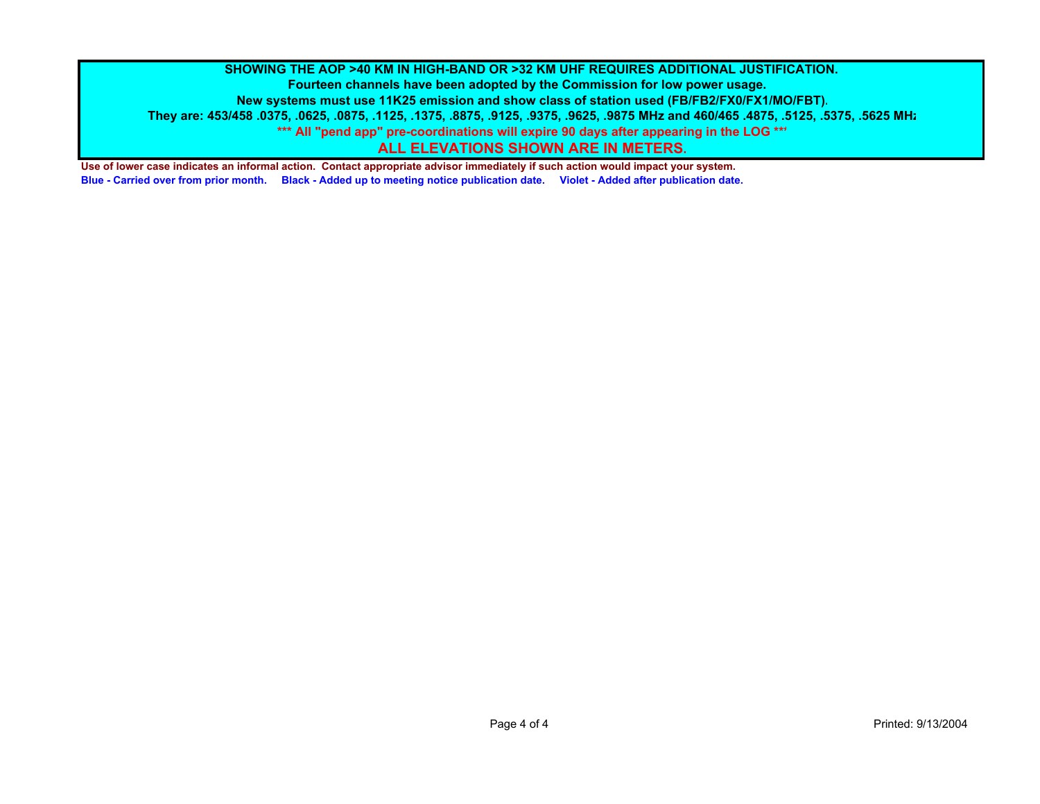**SHOWING THE AOP >40 KM IN HIGH-BAND OR >32 KM UHF REQUIRES ADDITIONAL JUSTIFICATION.**

**Fourteen channels have been adopted by the Commission for low power usage.**

**New systems must use 11K25 emission and show class of station used (FB/FB2/FX0/FX1/MO/FBT).**

**They are: 453/458 .0375, .0625, .0875, .1125, .1375, .8875, .9125, .9375, .9625, .9875 MHz and 460/465 .4875, .5125, .5375, .5625 MHz**

**\*\*\* All "pend app" pre-coordinations will expire 90 days after appearing in the LOG \*\*\***

**ALL ELEVATIONS SHOWN ARE IN METERS.**

**Use of lower case indicates an informal action. Contact appropriate advisor immediately if such action would impact your system.**

**Blue - Carried over from prior month. Black - Added up to meeting notice publication date. Violet - Added after publication date.**

Printed: 9/13/2004